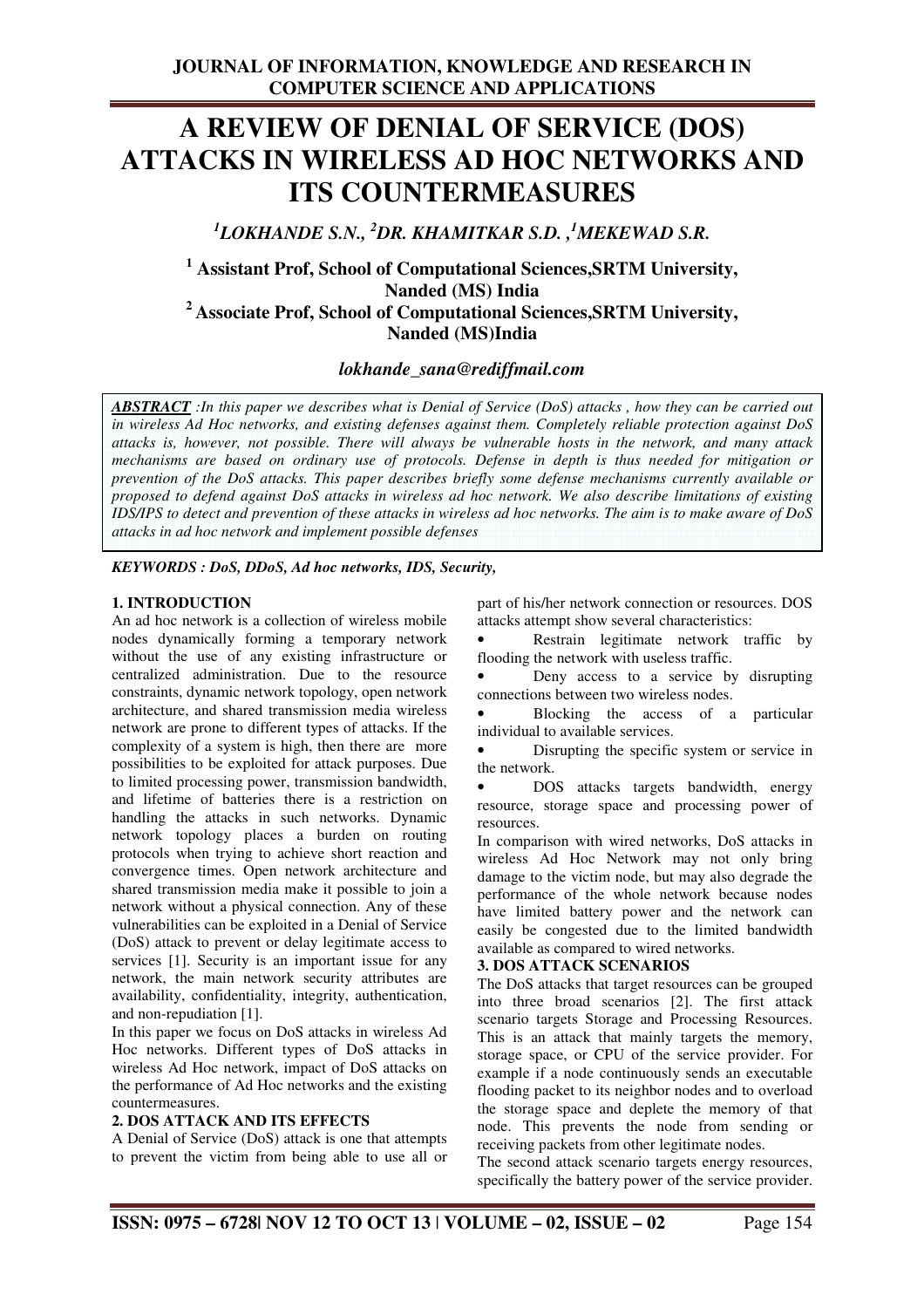# A REVIEW OF DENIAL OF SERVICE (DOS) ATTACKS IN WIRELESS AD HOC NETWORKS AND ITS COUNTERMEASURES

***[1]LOKHANDE S.N., [2]DR. KHAMITKAR S.D. ,[1]MEKEWAD S.R.***

**[1] Assistant Prof, School of Computational Sciences,SRTM University, Nanded (MS) India**
**[2] Associate Prof, School of Computational Sciences,SRTM University, Nanded (MS)India**

***lokhande_sana@rediffmail.com***

***ABSTRACT** :In this paper we describes what is Denial of Service (DoS) attacks , how they can be carried out in wireless Ad Hoc networks, and existing defenses against them. Completely reliable protection against DoS attacks is, however, not possible. There will always be vulnerable hosts in the network, and many attack mechanisms are based on ordinary use of protocols. Defense in depth is thus needed for mitigation or prevention of the DoS attacks. This paper describes briefly some defense mechanisms currently available or proposed to defend against DoS attacks in wireless ad hoc network. We also describe limitations of existing IDS/IPS to detect and prevention of these attacks in wireless ad hoc networks. The aim is to make aware of DoS attacks in ad hoc network and implement possible defenses*

***KEYWORDS : DoS, DDoS, Ad hoc networks, IDS, Security,***

## 1. INTRODUCTION

An ad hoc network is a collection of wireless mobile nodes dynamically forming a temporary network without the use of any existing infrastructure or centralized administration. Due to the resource constraints, dynamic network topology, open network architecture, and shared transmission media wireless network are prone to different types of attacks. If the complexity of a system is high, then there are more possibilities to be exploited for attack purposes. Due to limited processing power, transmission bandwidth, and lifetime of batteries there is a restriction on handling the attacks in such networks. Dynamic network topology places a burden on routing protocols when trying to achieve short reaction and convergence times. Open network architecture and shared transmission media make it possible to join a network without a physical connection. Any of these vulnerabilities can be exploited in a Denial of Service (DoS) attack to prevent or delay legitimate access to services [1]. Security is an important issue for any network, the main network security attributes are availability, confidentiality, integrity, authentication, and non-repudiation [1].

In this paper we focus on DoS attacks in wireless Ad Hoc networks. Different types of DoS attacks in wireless Ad Hoc network, impact of DoS attacks on the performance of Ad Hoc networks and the existing countermeasures.

## 2. DOS ATTACK AND ITS EFFECTS

A Denial of Service (DoS) attack is one that attempts to prevent the victim from being able to use all or part of his/her network connection or resources. DOS attacks attempt show several characteristics:

- Restrain legitimate network traffic by flooding the network with useless traffic.
- Deny access to a service by disrupting connections between two wireless nodes.
- Blocking the access of a particular individual to available services.
- Disrupting the specific system or service in the network.
- DOS attacks targets bandwidth, energy resource, storage space and processing power of resources.

In comparison with wired networks, DoS attacks in wireless Ad Hoc Network may not only bring damage to the victim node, but may also degrade the performance of the whole network because nodes have limited battery power and the network can easily be congested due to the limited bandwidth available as compared to wired networks.

## 3. DOS ATTACK SCENARIOS

The DoS attacks that target resources can be grouped into three broad scenarios [2]. The first attack scenario targets Storage and Processing Resources. This is an attack that mainly targets the memory, storage space, or CPU of the service provider. For example if a node continuously sends an executable flooding packet to its neighbor nodes and to overload the storage space and deplete the memory of that node. This prevents the node from sending or receiving packets from other legitimate nodes.

The second attack scenario targets energy resources, specifically the battery power of the service provider.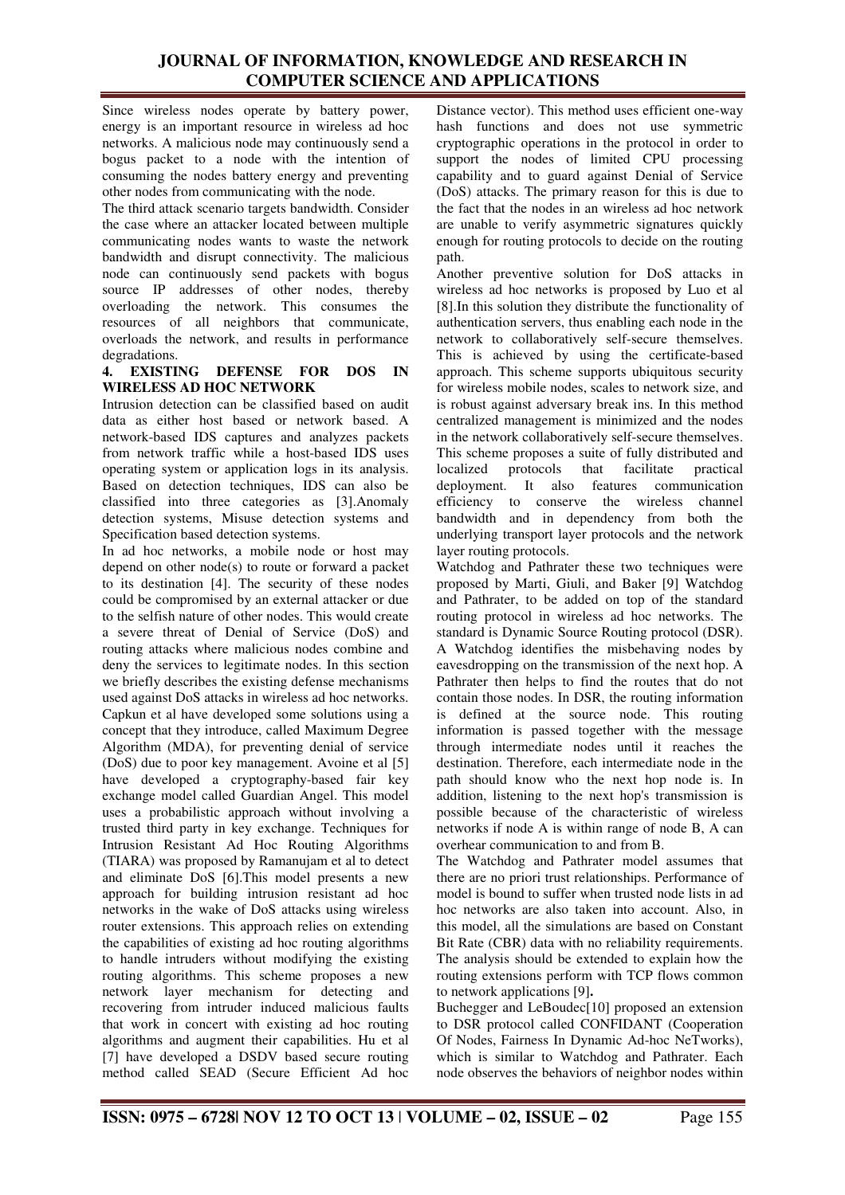Since wireless nodes operate by battery power, energy is an important resource in wireless ad hoc networks. A malicious node may continuously send a bogus packet to a node with the intention of consuming the nodes battery energy and preventing other nodes from communicating with the node.

The third attack scenario targets bandwidth. Consider the case where an attacker located between multiple communicating nodes wants to waste the network bandwidth and disrupt connectivity. The malicious node can continuously send packets with bogus source IP addresses of other nodes, thereby overloading the network. This consumes the resources of all neighbors that communicate, overloads the network, and results in performance degradations.

## 4. EXISTING DEFENSE FOR DOS IN WIRELESS AD HOC NETWORK

Intrusion detection can be classified based on audit data as either host based or network based. A network-based IDS captures and analyzes packets from network traffic while a host-based IDS uses operating system or application logs in its analysis. Based on detection techniques, IDS can also be classified into three categories as [3].Anomaly detection systems, Misuse detection systems and Specification based detection systems.

In ad hoc networks, a mobile node or host may depend on other node(s) to route or forward a packet to its destination [4]. The security of these nodes could be compromised by an external attacker or due to the selfish nature of other nodes. This would create a severe threat of Denial of Service (DoS) and routing attacks where malicious nodes combine and deny the services to legitimate nodes. In this section we briefly describes the existing defense mechanisms used against DoS attacks in wireless ad hoc networks. Capkun et al have developed some solutions using a concept that they introduce, called Maximum Degree Algorithm (MDA), for preventing denial of service (DoS) due to poor key management. Avoine et al [5] have developed a cryptography-based fair key exchange model called Guardian Angel. This model uses a probabilistic approach without involving a trusted third party in key exchange. Techniques for Intrusion Resistant Ad Hoc Routing Algorithms (TIARA) was proposed by Ramanujam et al to detect and eliminate DoS [6].This model presents a new approach for building intrusion resistant ad hoc networks in the wake of DoS attacks using wireless router extensions. This approach relies on extending the capabilities of existing ad hoc routing algorithms to handle intruders without modifying the existing routing algorithms. This scheme proposes a new network layer mechanism for detecting and recovering from intruder induced malicious faults that work in concert with existing ad hoc routing algorithms and augment their capabilities. Hu et al [7] have developed a DSDV based secure routing method called SEAD (Secure Efficient Ad hoc Distance vector). This method uses efficient one-way hash functions and does not use symmetric cryptographic operations in the protocol in order to support the nodes of limited CPU processing capability and to guard against Denial of Service (DoS) attacks. The primary reason for this is due to the fact that the nodes in an wireless ad hoc network are unable to verify asymmetric signatures quickly enough for routing protocols to decide on the routing path.

Another preventive solution for DoS attacks in wireless ad hoc networks is proposed by Luo et al [8].In this solution they distribute the functionality of authentication servers, thus enabling each node in the network to collaboratively self-secure themselves. This is achieved by using the certificate-based approach. This scheme supports ubiquitous security for wireless mobile nodes, scales to network size, and is robust against adversary break ins. In this method centralized management is minimized and the nodes in the network collaboratively self-secure themselves. This scheme proposes a suite of fully distributed and localized protocols that facilitate practical deployment. It also features communication efficiency to conserve the wireless channel bandwidth and in dependency from both the underlying transport layer protocols and the network layer routing protocols.

Watchdog and Pathrater these two techniques were proposed by Marti, Giuli, and Baker [9] Watchdog and Pathrater, to be added on top of the standard routing protocol in wireless ad hoc networks. The standard is Dynamic Source Routing protocol (DSR). A Watchdog identifies the misbehaving nodes by eavesdropping on the transmission of the next hop. A Pathrater then helps to find the routes that do not contain those nodes. In DSR, the routing information is defined at the source node. This routing information is passed together with the message through intermediate nodes until it reaches the destination. Therefore, each intermediate node in the path should know who the next hop node is. In addition, listening to the next hop's transmission is possible because of the characteristic of wireless networks if node A is within range of node B, A can overhear communication to and from B.

The Watchdog and Pathrater model assumes that there are no priori trust relationships. Performance of model is bound to suffer when trusted node lists in ad hoc networks are also taken into account. Also, in this model, all the simulations are based on Constant Bit Rate (CBR) data with no reliability requirements. The analysis should be extended to explain how the routing extensions perform with TCP flows common to network applications [9]**.**

Buchegger and LeBoudec[10] proposed an extension to DSR protocol called CONFIDANT (Cooperation Of Nodes, Fairness In Dynamic Ad-hoc NeTworks), which is similar to Watchdog and Pathrater. Each node observes the behaviors of neighbor nodes within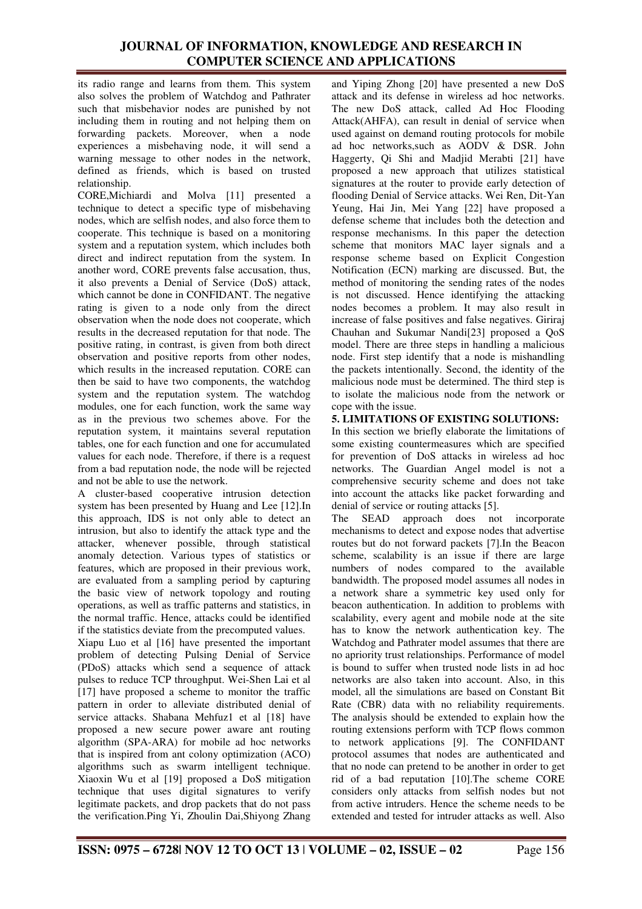its radio range and learns from them. This system also solves the problem of Watchdog and Pathrater such that misbehavior nodes are punished by not including them in routing and not helping them on forwarding packets. Moreover, when a node experiences a misbehaving node, it will send a warning message to other nodes in the network, defined as friends, which is based on trusted relationship.

CORE,Michiardi and Molva [11] presented a technique to detect a specific type of misbehaving nodes, which are selfish nodes, and also force them to cooperate. This technique is based on a monitoring system and a reputation system, which includes both direct and indirect reputation from the system. In another word, CORE prevents false accusation, thus, it also prevents a Denial of Service (DoS) attack, which cannot be done in CONFIDANT. The negative rating is given to a node only from the direct observation when the node does not cooperate, which results in the decreased reputation for that node. The positive rating, in contrast, is given from both direct observation and positive reports from other nodes, which results in the increased reputation. CORE can then be said to have two components, the watchdog system and the reputation system. The watchdog modules, one for each function, work the same way as in the previous two schemes above. For the reputation system, it maintains several reputation tables, one for each function and one for accumulated values for each node. Therefore, if there is a request from a bad reputation node, the node will be rejected and not be able to use the network.

A cluster-based cooperative intrusion detection system has been presented by Huang and Lee [12].In this approach, IDS is not only able to detect an intrusion, but also to identify the attack type and the attacker, whenever possible, through statistical anomaly detection. Various types of statistics or features, which are proposed in their previous work, are evaluated from a sampling period by capturing the basic view of network topology and routing operations, as well as traffic patterns and statistics, in the normal traffic. Hence, attacks could be identified if the statistics deviate from the precomputed values.

Xiapu Luo et al [16] have presented the important problem of detecting Pulsing Denial of Service (PDoS) attacks which send a sequence of attack pulses to reduce TCP throughput. Wei-Shen Lai et al [17] have proposed a scheme to monitor the traffic pattern in order to alleviate distributed denial of service attacks. Shabana Mehfuz1 et al [18] have proposed a new secure power aware ant routing algorithm (SPA-ARA) for mobile ad hoc networks that is inspired from ant colony optimization (ACO) algorithms such as swarm intelligent technique. Xiaoxin Wu et al [19] proposed a DoS mitigation technique that uses digital signatures to verify legitimate packets, and drop packets that do not pass the verification.Ping Yi, Zhoulin Dai,Shiyong Zhang and Yiping Zhong [20] have presented a new DoS attack and its defense in wireless ad hoc networks. The new DoS attack, called Ad Hoc Flooding Attack(AHFA), can result in denial of service when used against on demand routing protocols for mobile ad hoc networks,such as AODV & DSR. John Haggerty, Qi Shi and Madjid Merabti [21] have proposed a new approach that utilizes statistical signatures at the router to provide early detection of flooding Denial of Service attacks. Wei Ren, Dit-Yan Yeung, Hai Jin, Mei Yang [22] have proposed a defense scheme that includes both the detection and response mechanisms. In this paper the detection scheme that monitors MAC layer signals and a response scheme based on Explicit Congestion Notification (ECN) marking are discussed. But, the method of monitoring the sending rates of the nodes is not discussed. Hence identifying the attacking nodes becomes a problem. It may also result in increase of false positives and false negatives. Giriraj Chauhan and Sukumar Nandi[23] proposed a QoS model. There are three steps in handling a malicious node. First step identify that a node is mishandling the packets intentionally. Second, the identity of the malicious node must be determined. The third step is to isolate the malicious node from the network or cope with the issue.

## 5. LIMITATIONS OF EXISTING SOLUTIONS:

In this section we briefly elaborate the limitations of some existing countermeasures which are specified for prevention of DoS attacks in wireless ad hoc networks. The Guardian Angel model is not a comprehensive security scheme and does not take into account the attacks like packet forwarding and denial of service or routing attacks [5].

The SEAD approach does not incorporate mechanisms to detect and expose nodes that advertise routes but do not forward packets [7].In the Beacon scheme, scalability is an issue if there are large numbers of nodes compared to the available bandwidth. The proposed model assumes all nodes in a network share a symmetric key used only for beacon authentication. In addition to problems with scalability, every agent and mobile node at the site has to know the network authentication key. The Watchdog and Pathrater model assumes that there are no apriority trust relationships. Performance of model is bound to suffer when trusted node lists in ad hoc networks are also taken into account. Also, in this model, all the simulations are based on Constant Bit Rate (CBR) data with no reliability requirements. The analysis should be extended to explain how the routing extensions perform with TCP flows common to network applications [9]. The CONFIDANT protocol assumes that nodes are authenticated and that no node can pretend to be another in order to get rid of a bad reputation [10].The scheme CORE considers only attacks from selfish nodes but not from active intruders. Hence the scheme needs to be extended and tested for intruder attacks as well. Also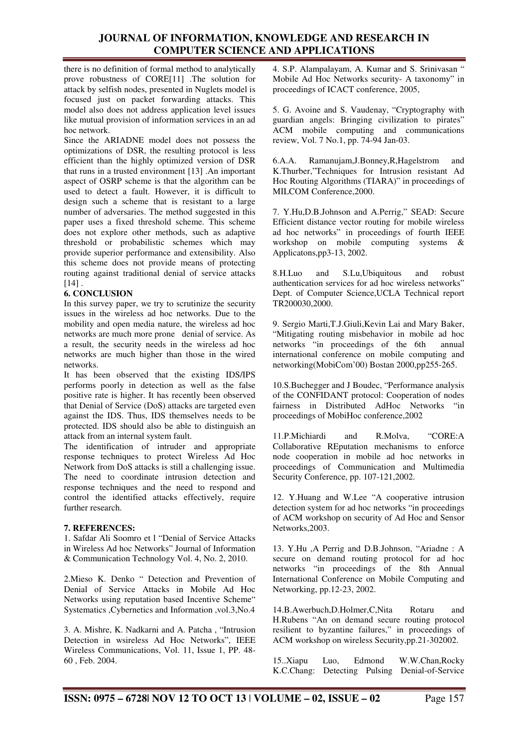there is no definition of formal method to analytically prove robustness of CORE[11] .The solution for attack by selfish nodes, presented in Nuglets model is focused just on packet forwarding attacks. This model also does not address application level issues like mutual provision of information services in an ad hoc network.

Since the ARIADNE model does not possess the optimizations of DSR, the resulting protocol is less efficient than the highly optimized version of DSR that runs in a trusted environment [13] .An important aspect of OSRP scheme is that the algorithm can be used to detect a fault. However, it is difficult to design such a scheme that is resistant to a large number of adversaries. The method suggested in this paper uses a fixed threshold scheme. This scheme does not explore other methods, such as adaptive threshold or probabilistic schemes which may provide superior performance and extensibility. Also this scheme does not provide means of protecting routing against traditional denial of service attacks [14] .

## 6. CONCLUSION

In this survey paper, we try to scrutinize the security issues in the wireless ad hoc networks. Due to the mobility and open media nature, the wireless ad hoc networks are much more prone denial of service. As a result, the security needs in the wireless ad hoc networks are much higher than those in the wired networks.

It has been observed that the existing IDS/IPS performs poorly in detection as well as the false positive rate is higher. It has recently been observed that Denial of Service (DoS) attacks are targeted even against the IDS. Thus, IDS themselves needs to be protected. IDS should also be able to distinguish an attack from an internal system fault.

The identification of intruder and appropriate response techniques to protect Wireless Ad Hoc Network from DoS attacks is still a challenging issue. The need to coordinate intrusion detection and response techniques and the need to respond and control the identified attacks effectively, require further research.

## 7. REFERENCES:

1. Safdar Ali Soomro et l "Denial of Service Attacks in Wireless Ad hoc Networks" Journal of Information & Communication Technology Vol. 4, No. 2, 2010.

2.Mieso K. Denko " Detection and Prevention of Denial of Service Attacks in Mobile Ad Hoc Networks using reputation based Incentive Scheme" Systematics ,Cybernetics and Information ,vol.3,No.4

3. A. Mishre, K. Nadkarni and A. Patcha , "Intrusion Detection in wsireless Ad Hoc Networks", IEEE Wireless Communications, Vol. 11, Issue 1, PP. 48-60 , Feb. 2004.

4. S.P. Alampalayam, A. Kumar and S. Srinivasan " Mobile Ad Hoc Networks security- A taxonomy" in proceedings of ICACT conference, 2005,

5. G. Avoine and S. Vaudenay, "Cryptography with guardian angels: Bringing civilization to pirates" ACM mobile computing and communications review, Vol. 7 No.1, pp. 74-94 Jan-03.

6.A.A. Ramanujam,J.Bonney,R,Hagelstrom and K.Thurber,"Techniques for Intrusion resistant Ad Hoc Routing Algorithms (TIARA)" in proceedings of MILCOM Conference,2000.

7. Y.Hu,D.B.Johnson and A.Perrig," SEAD: Secure Efficient distance vector routing for mobile wireless ad hoc networks" in proceedings of fourth IEEE workshop on mobile computing systems & Applicatons,pp3-13, 2002.

8.H.Luo and S.Lu,Ubiquitous and robust authentication services for ad hoc wireless networks" Dept. of Computer Science,UCLA Technical report TR200030,2000.

9. Sergio Marti,T.J.Giuli,Kevin Lai and Mary Baker, "Mitigating routing misbehavior in mobile ad hoc networks "in proceedings of the 6th annual international conference on mobile computing and networking(MobiCom'00) Bostan 2000,pp255-265.

10.S.Buchegger and J Boudec, "Performance analysis of the CONFIDANT protocol: Cooperation of nodes fairness in Distributed AdHoc Networks "in proceedings of MobiHoc conference,2002

11.P.Michiardi and R.Molva, "CORE:A Collaborative REputation mechanisms to enforce node cooperation in mobile ad hoc networks in proceedings of Communication and Multimedia Security Conference, pp. 107-121,2002.

12. Y.Huang and W.Lee "A cooperative intrusion detection system for ad hoc networks "in proceedings of ACM workshop on security of Ad Hoc and Sensor Networks,2003.

13. Y.Hu ,A Perrig and D.B.Johnson, "Ariadne : A secure on demand routing protocol for ad hoc networks "in proceedings of the 8th Annual International Conference on Mobile Computing and Networking, pp.12-23, 2002.

14.B.Awerbuch,D.Holmer,C,Nita Rotaru and H.Rubens "An on demand secure routing protocol resilient to byzantine failures," in proceedings of ACM workshop on wireless Security,pp.21-302002.

15..Xiapu Luo, Edmond W.W.Chan,Rocky K.C.Chang: Detecting Pulsing Denial-of-Service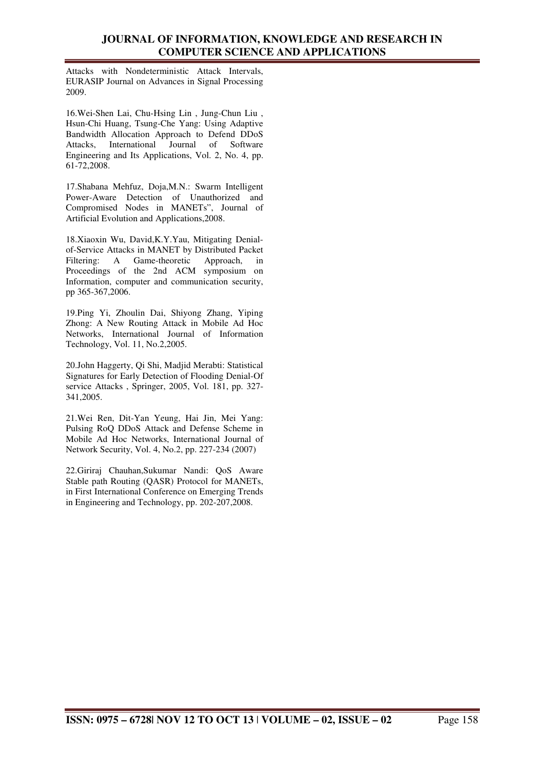Attacks with Nondeterministic Attack Intervals, EURASIP Journal on Advances in Signal Processing 2009.

16.Wei-Shen Lai, Chu-Hsing Lin , Jung-Chun Liu , Hsun-Chi Huang, Tsung-Che Yang: Using Adaptive Bandwidth Allocation Approach to Defend DDoS Attacks, International Journal of Software Engineering and Its Applications, Vol. 2, No. 4, pp. 61-72,2008.

17.Shabana Mehfuz, Doja,M.N.: Swarm Intelligent Power-Aware Detection of Unauthorized and Compromised Nodes in MANETs", Journal of Artificial Evolution and Applications,2008.

18.Xiaoxin Wu, David,K.Y.Yau, Mitigating Denial-of-Service Attacks in MANET by Distributed Packet Filtering: A Game-theoretic Approach, in Proceedings of the 2nd ACM symposium on Information, computer and communication security, pp 365-367,2006.

19.Ping Yi, Zhoulin Dai, Shiyong Zhang, Yiping Zhong: A New Routing Attack in Mobile Ad Hoc Networks, International Journal of Information Technology, Vol. 11, No.2,2005.

20.John Haggerty, Qi Shi, Madjid Merabti: Statistical Signatures for Early Detection of Flooding Denial-Of service Attacks , Springer, 2005, Vol. 181, pp. 327-341,2005.

21.Wei Ren, Dit-Yan Yeung, Hai Jin, Mei Yang: Pulsing RoQ DDoS Attack and Defense Scheme in Mobile Ad Hoc Networks, International Journal of Network Security, Vol. 4, No.2, pp. 227-234 (2007)

22.Giriraj Chauhan,Sukumar Nandi: QoS Aware Stable path Routing (QASR) Protocol for MANETs, in First International Conference on Emerging Trends in Engineering and Technology, pp. 202-207,2008.